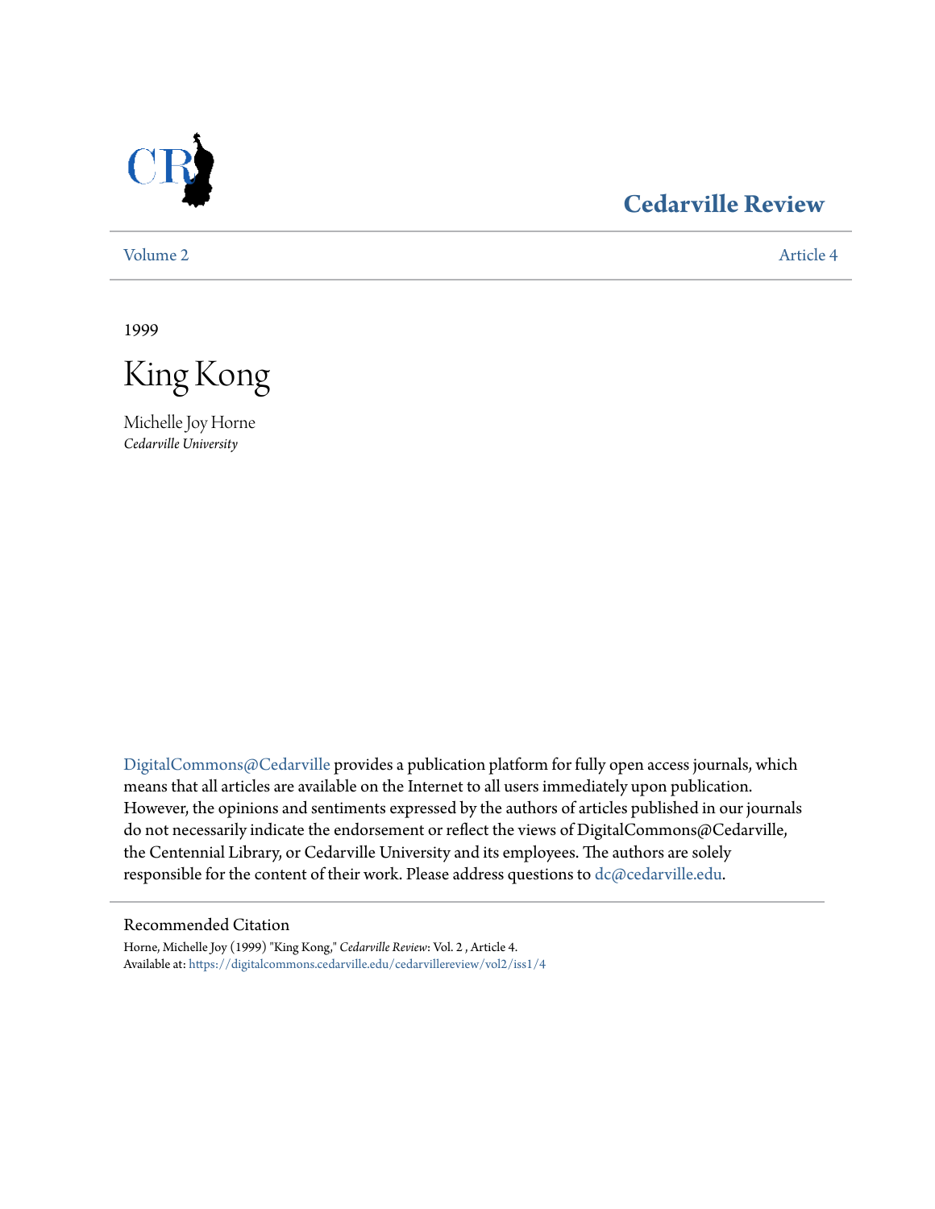Cedarville Review

Volume 2 Article 4

1999

# King Kong

Michelle Joy Horne
*Cedarville University*

DigitalCommons@Cedarville provides a publication platform for fully open access journals, which means that all articles are available on the Internet to all users immediately upon publication. However, the opinions and sentiments expressed by the authors of articles published in our journals do not necessarily indicate the endorsement or reflect the views of DigitalCommons@Cedarville, the Centennial Library, or Cedarville University and its employees. The authors are solely responsible for the content of their work. Please address questions to dc@cedarville.edu.

## Recommended Citation

Horne, Michelle Joy (1999) "King Kong," *Cedarville Review*: Vol. 2 , Article 4.
Available at: https://digitalcommons.cedarville.edu/cedarvillereview/vol2/iss1/4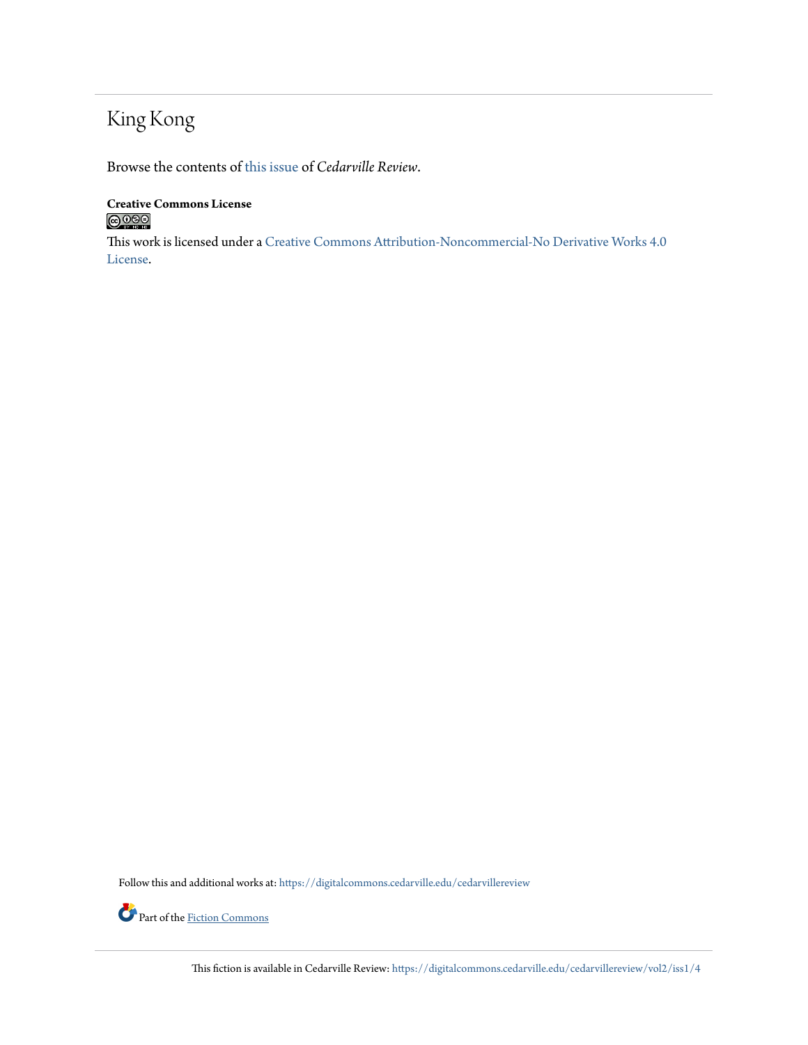# King Kong

Browse the contents of this issue of *Cedarville Review*.

**Creative Commons License**

This work is licensed under a Creative Commons Attribution-Noncommercial-No Derivative Works 4.0 License.

Follow this and additional works at: https://digitalcommons.cedarville.edu/cedarvillereview

Part of the Fiction Commons

This fiction is available in Cedarville Review: https://digitalcommons.cedarville.edu/cedarvillereview/vol2/iss1/4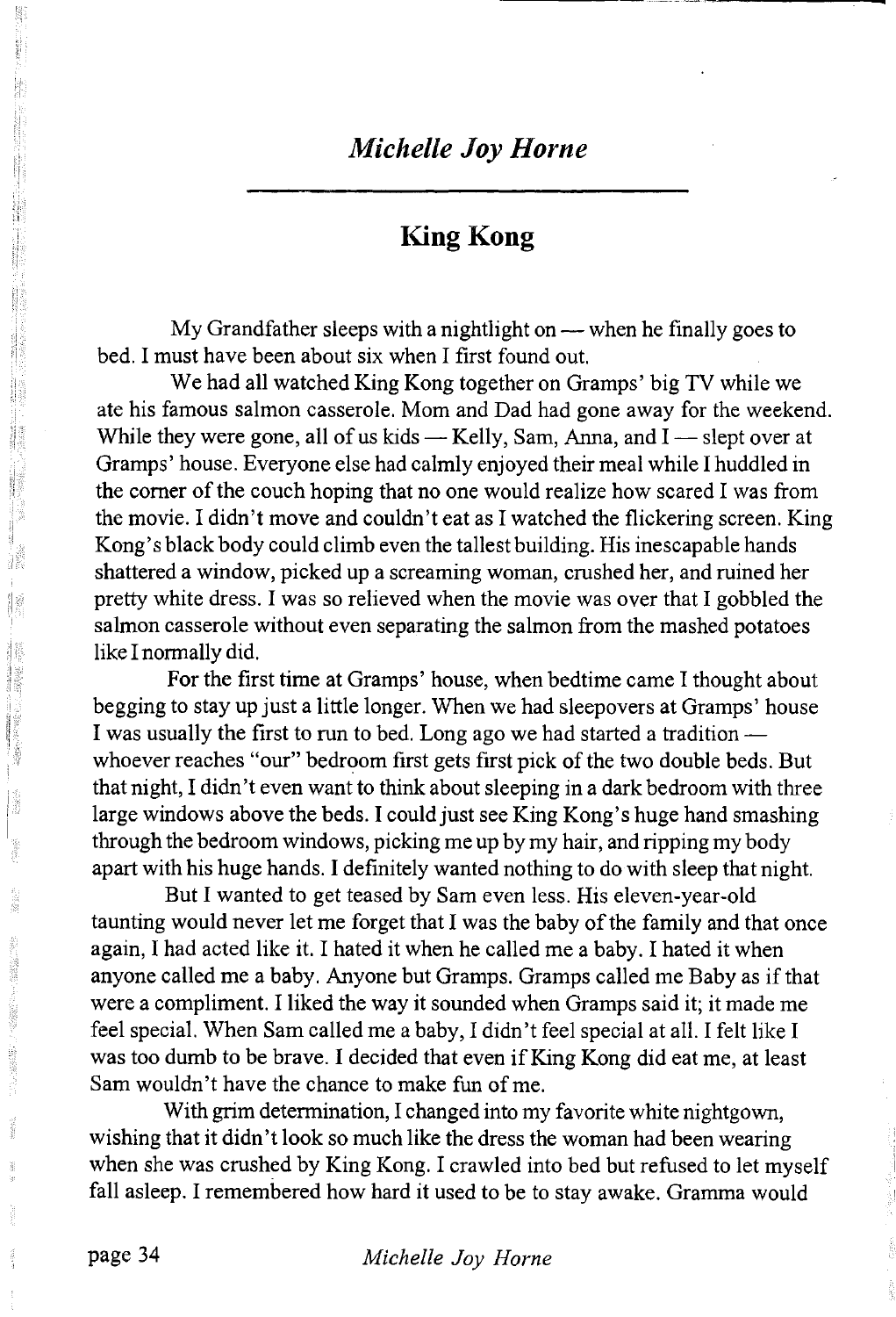## *Michelle Joy Horne*

# King Kong

My Grandfather sleeps with a nightlight on — when he finally goes to bed. I must have been about six when I first found out.

We had all watched King Kong together on Gramps' big TV while we ate his famous salmon casserole. Mom and Dad had gone away for the weekend. While they were gone, all of us kids — Kelly, Sam, Anna, and I — slept over at Gramps' house. Everyone else had calmly enjoyed their meal while I huddled in the corner of the couch hoping that no one would realize how scared I was from the movie. I didn't move and couldn't eat as I watched the flickering screen. King Kong's black body could climb even the tallest building. His inescapable hands shattered a window, picked up a screaming woman, crushed her, and ruined her pretty white dress. I was so relieved when the movie was over that I gobbled the salmon casserole without even separating the salmon from the mashed potatoes like I normally did.

For the first time at Gramps' house, when bedtime came I thought about begging to stay up just a little longer. When we had sleepovers at Gramps' house I was usually the first to run to bed. Long ago we had started a tradition — whoever reaches "our" bedroom first gets first pick of the two double beds. But that night, I didn't even want to think about sleeping in a dark bedroom with three large windows above the beds. I could just see King Kong's huge hand smashing through the bedroom windows, picking me up by my hair, and ripping my body apart with his huge hands. I definitely wanted nothing to do with sleep that night.

But I wanted to get teased by Sam even less. His eleven-year-old taunting would never let me forget that I was the baby of the family and that once again, I had acted like it. I hated it when he called me a baby. I hated it when anyone called me a baby. Anyone but Gramps. Gramps called me Baby as if that were a compliment. I liked the way it sounded when Gramps said it; it made me feel special. When Sam called me a baby, I didn't feel special at all. I felt like I was too dumb to be brave. I decided that even if King Kong did eat me, at least Sam wouldn't have the chance to make fun of me.

With grim determination, I changed into my favorite white nightgown, wishing that it didn't look so much like the dress the woman had been wearing when she was crushed by King Kong. I crawled into bed but refused to let myself fall asleep. I remembered how hard it used to be to stay awake. Gramma would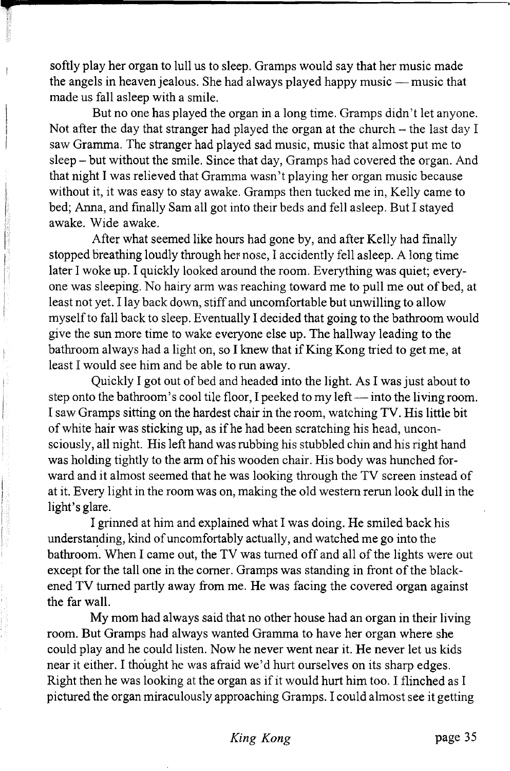softly play her organ to lull us to sleep. Gramps would say that her music made the angels in heaven jealous. She had always played happy music — music that made us fall asleep with a smile.

But no one has played the organ in a long time. Gramps didn't let anyone. Not after the day that stranger had played the organ at the church – the last day I saw Gramma. The stranger had played sad music, music that almost put me to sleep – but without the smile. Since that day, Gramps had covered the organ. And that night I was relieved that Gramma wasn't playing her organ music because without it, it was easy to stay awake. Gramps then tucked me in, Kelly came to bed; Anna, and finally Sam all got into their beds and fell asleep. But I stayed awake. Wide awake.

After what seemed like hours had gone by, and after Kelly had finally stopped breathing loudly through her nose, I accidently fell asleep. A long time later I woke up. I quickly looked around the room. Everything was quiet; everyone was sleeping. No hairy arm was reaching toward me to pull me out of bed, at least not yet. I lay back down, stiff and uncomfortable but unwilling to allow myself to fall back to sleep. Eventually I decided that going to the bathroom would give the sun more time to wake everyone else up. The hallway leading to the bathroom always had a light on, so I knew that if King Kong tried to get me, at least I would see him and be able to run away.

Quickly I got out of bed and headed into the light. As I was just about to step onto the bathroom's cool tile floor, I peeked to my left — into the living room. I saw Gramps sitting on the hardest chair in the room, watching TV. His little bit of white hair was sticking up, as if he had been scratching his head, unconsciously, all night. His left hand was rubbing his stubbled chin and his right hand was holding tightly to the arm of his wooden chair. His body was hunched forward and it almost seemed that he was looking through the TV screen instead of at it. Every light in the room was on, making the old western rerun look dull in the light's glare.

I grinned at him and explained what I was doing. He smiled back his understanding, kind of uncomfortably actually, and watched me go into the bathroom. When I came out, the TV was turned off and all of the lights were out except for the tall one in the corner. Gramps was standing in front of the blackened TV turned partly away from me. He was facing the covered organ against the far wall.

My mom had always said that no other house had an organ in their living room. But Gramps had always wanted Gramma to have her organ where she could play and he could listen. Now he never went near it. He never let us kids near it either. I thought he was afraid we'd hurt ourselves on its sharp edges. Right then he was looking at the organ as if it would hurt him too. I flinched as I pictured the organ miraculously approaching Gramps. I could almost see it getting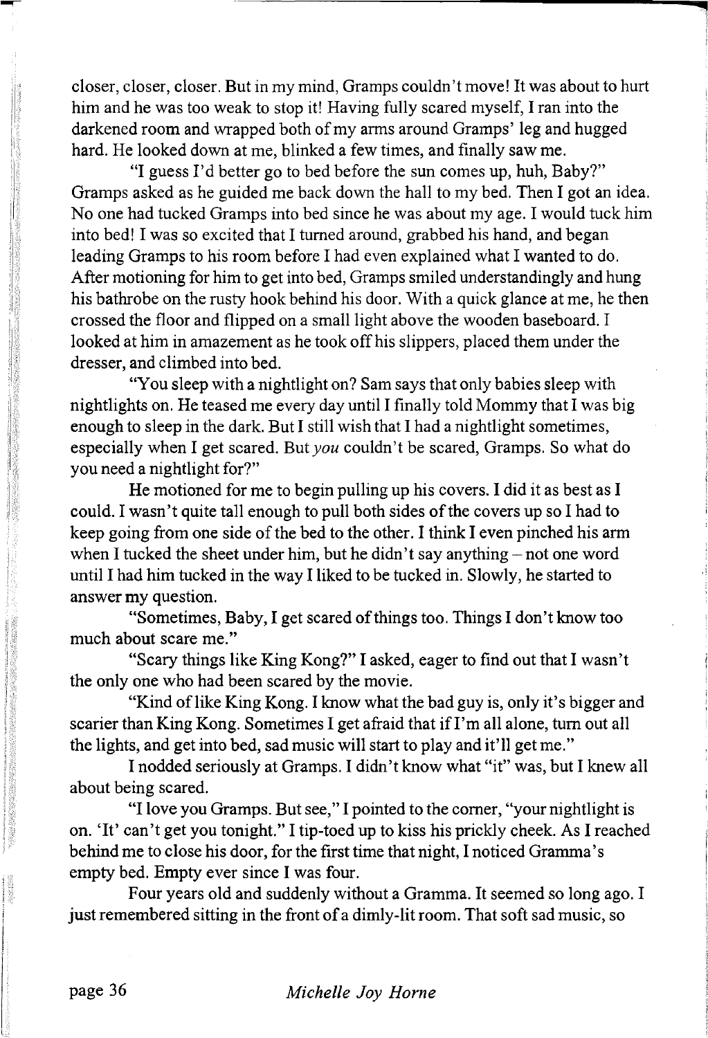closer, closer, closer. But in my mind, Gramps couldn't move! It was about to hurt him and he was too weak to stop it! Having fully scared myself, I ran into the darkened room and wrapped both of my arms around Gramps' leg and hugged hard. He looked down at me, blinked a few times, and finally saw me.

"I guess I'd better go to bed before the sun comes up, huh, Baby?" Gramps asked as he guided me back down the hall to my bed. Then I got an idea. No one had tucked Gramps into bed since he was about my age. I would tuck him into bed! I was so excited that I turned around, grabbed his hand, and began leading Gramps to his room before I had even explained what I wanted to do. After motioning for him to get into bed, Gramps smiled understandingly and hung his bathrobe on the rusty hook behind his door. With a quick glance at me, he then crossed the floor and flipped on a small light above the wooden baseboard. I looked at him in amazement as he took off his slippers, placed them under the dresser, and climbed into bed.

"You sleep with a nightlight on? Sam says that only babies sleep with nightlights on. He teased me every day until I finally told Mommy that I was big enough to sleep in the dark. But I still wish that I had a nightlight sometimes, especially when I get scared. But *you* couldn't be scared, Gramps. So what do you need a nightlight for?"

He motioned for me to begin pulling up his covers. I did it as best as I could. I wasn't quite tall enough to pull both sides of the covers up so I had to keep going from one side of the bed to the other. I think I even pinched his arm when I tucked the sheet under him, but he didn't say anything – not one word until I had him tucked in the way I liked to be tucked in. Slowly, he started to answer my question.

"Sometimes, Baby, I get scared of things too. Things I don't know too much about scare me."

"Scary things like King Kong?" I asked, eager to find out that I wasn't the only one who had been scared by the movie.

"Kind of like King Kong. I know what the bad guy is, only it's bigger and scarier than King Kong. Sometimes I get afraid that if I'm all alone, turn out all the lights, and get into bed, sad music will start to play and it'll get me."

I nodded seriously at Gramps. I didn't know what "it" was, but I knew all about being scared.

"I love you Gramps. But see," I pointed to the corner, "your nightlight is on. 'It' can't get you tonight." I tip-toed up to kiss his prickly cheek. As I reached behind me to close his door, for the first time that night, I noticed Gramma's empty bed. Empty ever since I was four.

Four years old and suddenly without a Gramma. It seemed so long ago. I just remembered sitting in the front of a dimly-lit room. That soft sad music, so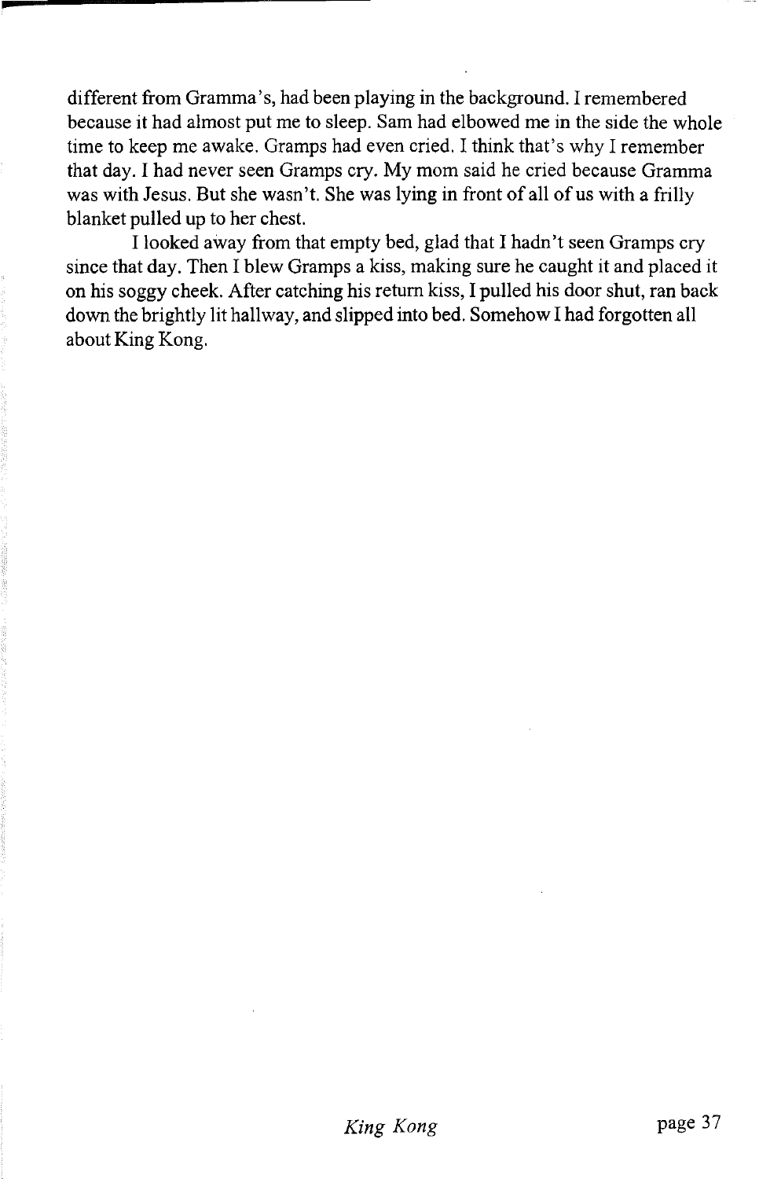different from Gramma's, had been playing in the background. I remembered because it had almost put me to sleep. Sam had elbowed me in the side the whole time to keep me awake. Gramps had even cried. I think that's why I remember that day. I had never seen Gramps cry. My mom said he cried because Gramma was with Jesus. But she wasn't. She was lying in front of all of us with a frilly blanket pulled up to her chest.

I looked away from that empty bed, glad that I hadn't seen Gramps cry since that day. Then I blew Gramps a kiss, making sure he caught it and placed it on his soggy cheek. After catching his return kiss, I pulled his door shut, ran back down the brightly lit hallway, and slipped into bed. Somehow I had forgotten all about King Kong.